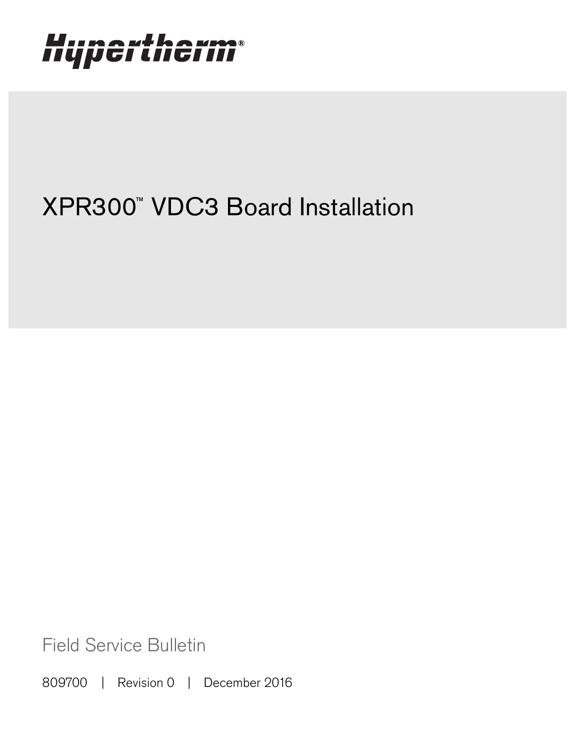Hypertherm®

# XPR300™ VDC3 Board Installation

Field Service Bulletin

809700 | Revision 0 | December 2016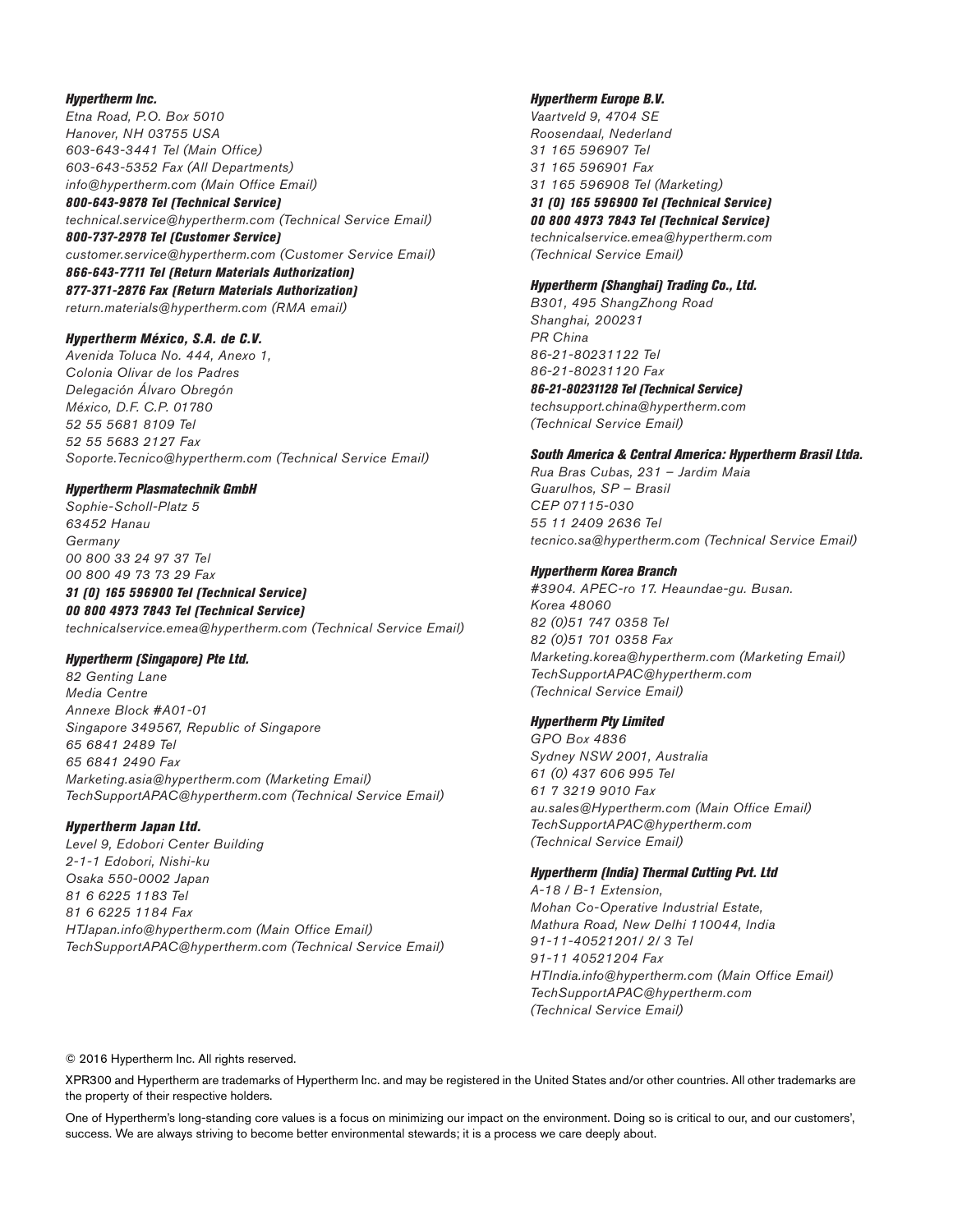***Hypertherm Inc.***
*Etna Road, P.O. Box 5010*
*Hanover, NH 03755 USA*
*603-643-3441 Tel (Main Office)*
*603-643-5352 Fax (All Departments)*
*info@hypertherm.com (Main Office Email)*
***800-643-9878 Tel (Technical Service)***
*technical.service@hypertherm.com (Technical Service Email)*
***800-737-2978 Tel (Customer Service)***
*customer.service@hypertherm.com (Customer Service Email)*
***866-643-7711 Tel (Return Materials Authorization)***
***877-371-2876 Fax (Return Materials Authorization)***
*return.materials@hypertherm.com (RMA email)*

***Hypertherm México, S.A. de C.V.***
*Avenida Toluca No. 444, Anexo 1,*
*Colonia Olivar de los Padres*
*Delegación Álvaro Obregón*
*México, D.F. C.P. 01780*
*52 55 5681 8109 Tel*
*52 55 5683 2127 Fax*
*Soporte.Tecnico@hypertherm.com (Technical Service Email)*

***Hypertherm Plasmatechnik GmbH***
*Sophie-Scholl-Platz 5*
*63452 Hanau*
*Germany*
*00 800 33 24 97 37 Tel*
*00 800 49 73 73 29 Fax*
***31 (0) 165 596900 Tel (Technical Service)***
***00 800 4973 7843 Tel (Technical Service)***
*technicalservice.emea@hypertherm.com (Technical Service Email)*

***Hypertherm (Singapore) Pte Ltd.***
*82 Genting Lane*
*Media Centre*
*Annexe Block #A01-01*
*Singapore 349567, Republic of Singapore*
*65 6841 2489 Tel*
*65 6841 2490 Fax*
*Marketing.asia@hypertherm.com (Marketing Email)*
*TechSupportAPAC@hypertherm.com (Technical Service Email)*

***Hypertherm Japan Ltd.***
*Level 9, Edobori Center Building*
*2-1-1 Edobori, Nishi-ku*
*Osaka 550-0002 Japan*
*81 6 6225 1183 Tel*
*81 6 6225 1184 Fax*
*HTJapan.info@hypertherm.com (Main Office Email)*
*TechSupportAPAC@hypertherm.com (Technical Service Email)*

***Hypertherm Europe B.V.***
*Vaartveld 9, 4704 SE*
*Roosendaal, Nederland*
*31 165 596907 Tel*
*31 165 596901 Fax*
*31 165 596908 Tel (Marketing)*
***31 (0) 165 596900 Tel (Technical Service)***
***00 800 4973 7843 Tel (Technical Service)***
*technicalservice.emea@hypertherm.com*
*(Technical Service Email)*

***Hypertherm (Shanghai) Trading Co., Ltd.***
*B301, 495 ShangZhong Road*
*Shanghai, 200231*
*PR China*
*86-21-80231122 Tel*
*86-21-80231120 Fax*
***86-21-80231128 Tel (Technical Service)***
*techsupport.china@hypertherm.com*
*(Technical Service Email)*

***South America & Central America: Hypertherm Brasil Ltda.***
*Rua Bras Cubas, 231 – Jardim Maia*
*Guarulhos, SP – Brasil*
*CEP 07115-030*
*55 11 2409 2636 Tel*
*tecnico.sa@hypertherm.com (Technical Service Email)*

***Hypertherm Korea Branch***
*#3904. APEC-ro 17. Heaundae-gu. Busan.*
*Korea 48060*
*82 (0)51 747 0358 Tel*
*82 (0)51 701 0358 Fax*
*Marketing.korea@hypertherm.com (Marketing Email)*
*TechSupportAPAC@hypertherm.com*
*(Technical Service Email)*

***Hypertherm Pty Limited***
*GPO Box 4836*
*Sydney NSW 2001, Australia*
*61 (0) 437 606 995 Tel*
*61 7 3219 9010 Fax*
*au.sales@Hypertherm.com (Main Office Email)*
*TechSupportAPAC@hypertherm.com*
*(Technical Service Email)*

***Hypertherm (India) Thermal Cutting Pvt. Ltd***
*A-18 / B-1 Extension,*
*Mohan Co-Operative Industrial Estate,*
*Mathura Road, New Delhi 110044, India*
*91-11-40521201/ 2/ 3 Tel*
*91-11 40521204 Fax*
*HTIndia.info@hypertherm.com (Main Office Email)*
*TechSupportAPAC@hypertherm.com*
*(Technical Service Email)*

© 2016 Hypertherm Inc. All rights reserved.

XPR300 and Hypertherm are trademarks of Hypertherm Inc. and may be registered in the United States and/or other countries. All other trademarks are the property of their respective holders.

One of Hypertherm's long-standing core values is a focus on minimizing our impact on the environment. Doing so is critical to our, and our customers', success. We are always striving to become better environmental stewards; it is a process we care deeply about.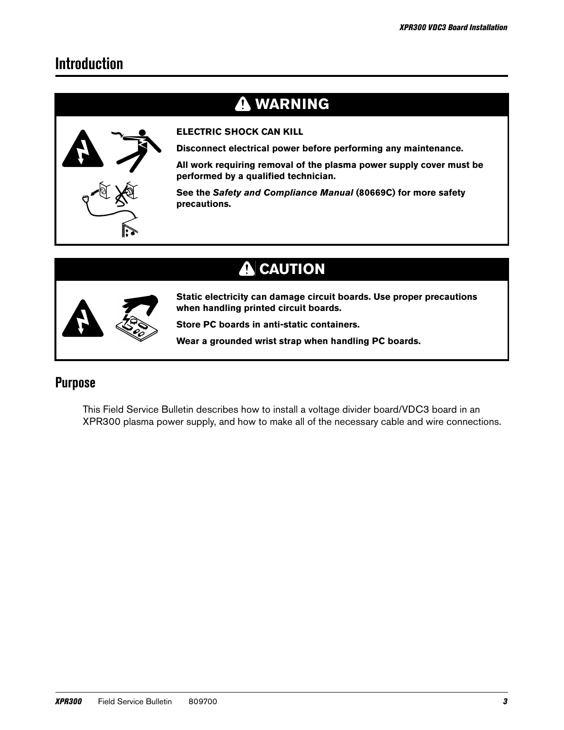# Introduction

## WARNING

**ELECTRIC SHOCK CAN KILL**

**Disconnect electrical power before performing any maintenance.**

**All work requiring removal of the plasma power supply cover must be performed by a qualified technician.**

**See the *Safety and Compliance Manual* (80669C) for more safety precautions.**

## CAUTION

**Static electricity can damage circuit boards. Use proper precautions when handling printed circuit boards.**

**Store PC boards in anti-static containers.**

**Wear a grounded wrist strap when handling PC boards.**

## Purpose

This Field Service Bulletin describes how to install a voltage divider board/VDC3 board in an XPR300 plasma power supply, and how to make all of the necessary cable and wire connections.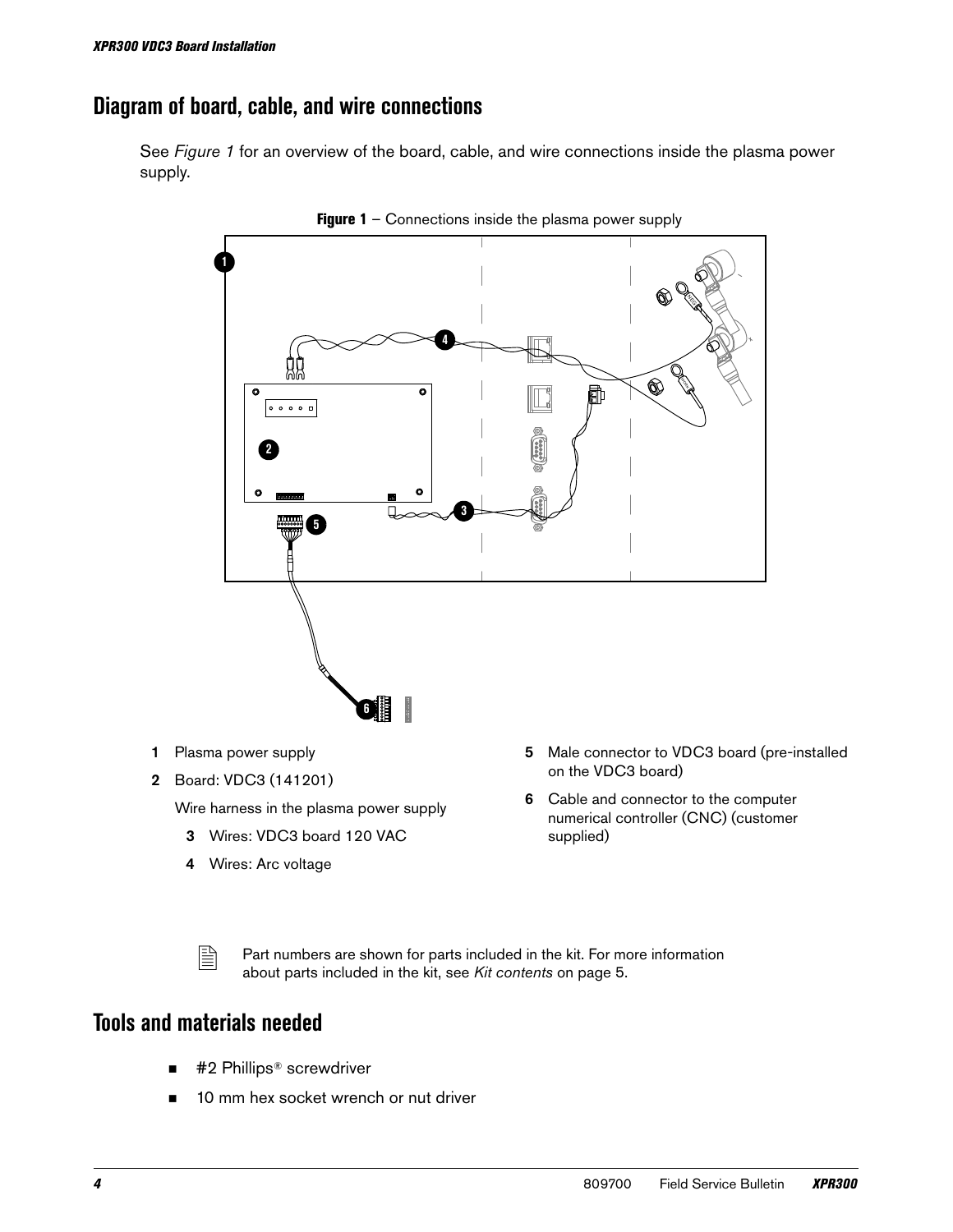## Diagram of board, cable, and wire connections

See *Figure 1* for an overview of the board, cable, and wire connections inside the plasma power supply.

**Figure 1** – Connections inside the plasma power supply

1 Plasma power supply

2 Board: VDC3 (141201)

Wire harness in the plasma power supply

- 3 Wires: VDC3 board 120 VAC
- 4 Wires: Arc voltage

5 Male connector to VDC3 board (pre-installed on the VDC3 board)

6 Cable and connector to the computer numerical controller (CNC) (customer supplied)

Part numbers are shown for parts included in the kit. For more information about parts included in the kit, see *Kit contents* on page 5.

## Tools and materials needed

- #2 Phillips® screwdriver
- 10 mm hex socket wrench or nut driver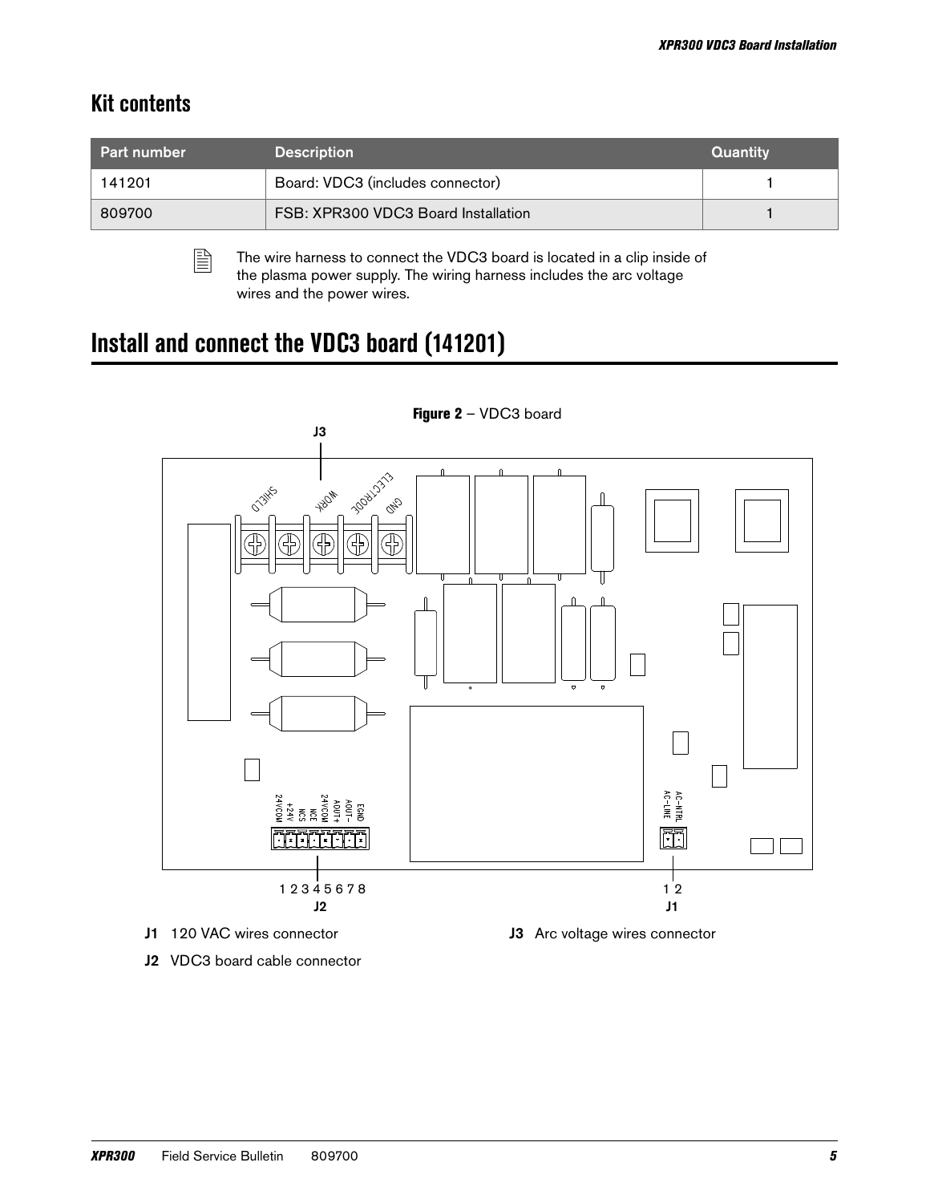## Kit contents

| Part number | Description | Quantity |
|---|---|---|
| 141201 | Board: VDC3 (includes connector) | 1 |
| 809700 | FSB: XPR300 VDC3 Board Installation | 1 |

The wire harness to connect the VDC3 board is located in a clip inside of the plasma power supply. The wiring harness includes the arc voltage wires and the power wires.

# Install and connect the VDC3 board (141201)

**Figure 2** – VDC3 board

**J1** 120 VAC wires connector

**J2** VDC3 board cable connector

**J3** Arc voltage wires connector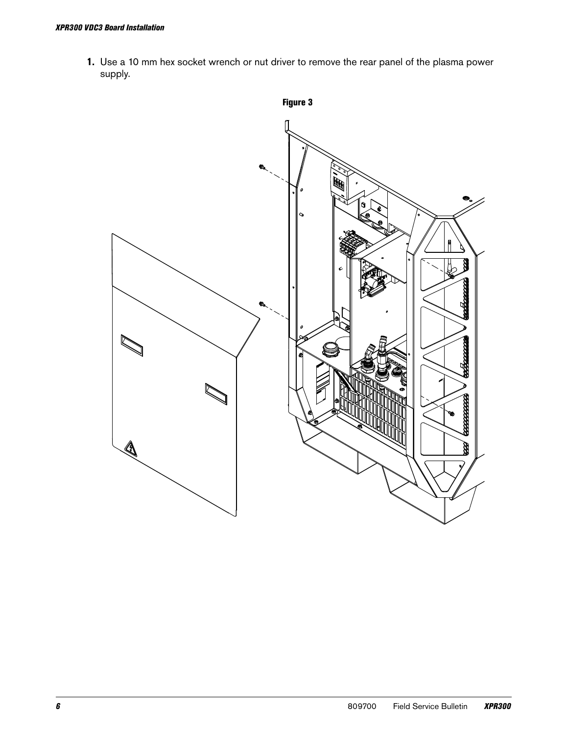1. Use a 10 mm hex socket wrench or nut driver to remove the rear panel of the plasma power supply.

**Figure 3**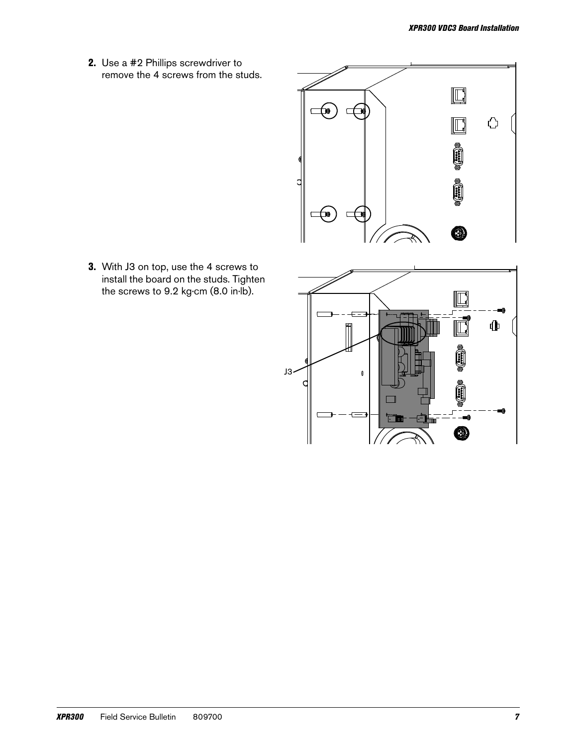2. Use a #2 Phillips screwdriver to remove the 4 screws from the studs.

3. With J3 on top, use the 4 screws to install the board on the studs. Tighten the screws to 9.2 kg·cm (8.0 in·lb).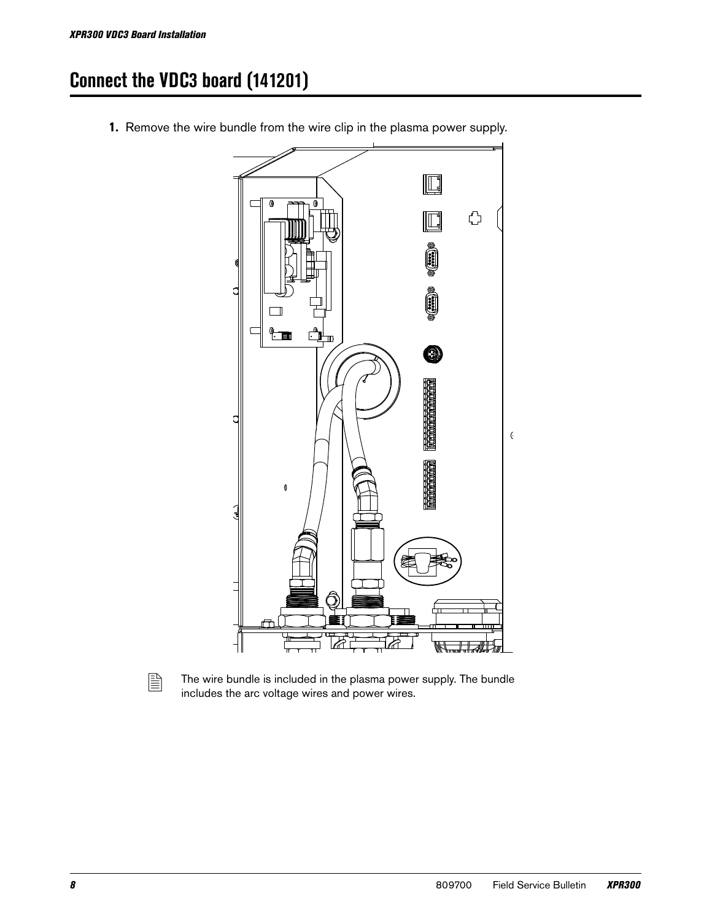# Connect the VDC3 board (141201)

1. Remove the wire bundle from the wire clip in the plasma power supply.

The wire bundle is included in the plasma power supply. The bundle includes the arc voltage wires and power wires.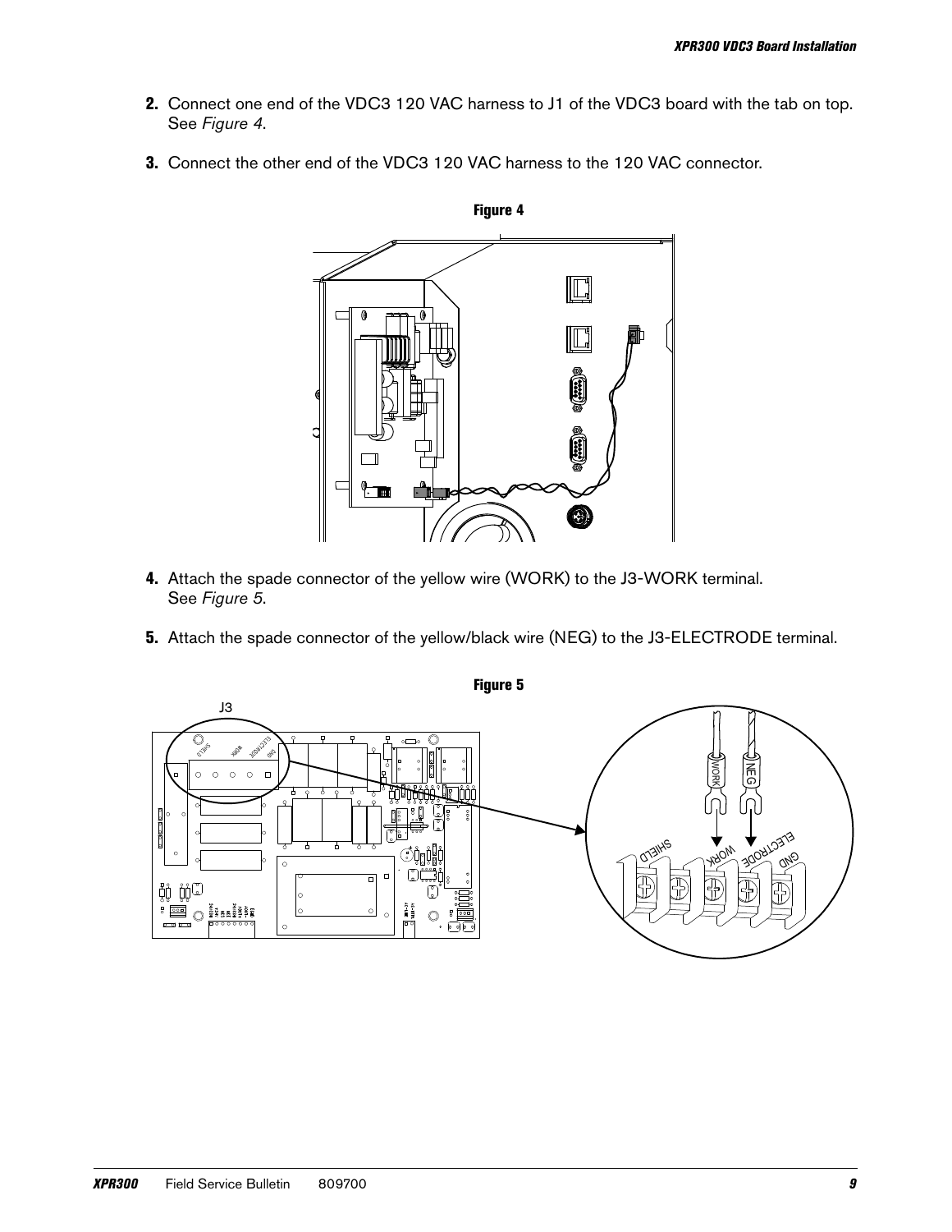2. Connect one end of the VDC3 120 VAC harness to J1 of the VDC3 board with the tab on top. See *Figure 4*.

3. Connect the other end of the VDC3 120 VAC harness to the 120 VAC connector.

**Figure 4**

4. Attach the spade connector of the yellow wire (WORK) to the J3-WORK terminal. See *Figure 5*.

5. Attach the spade connector of the yellow/black wire (NEG) to the J3-ELECTRODE terminal.

**Figure 5**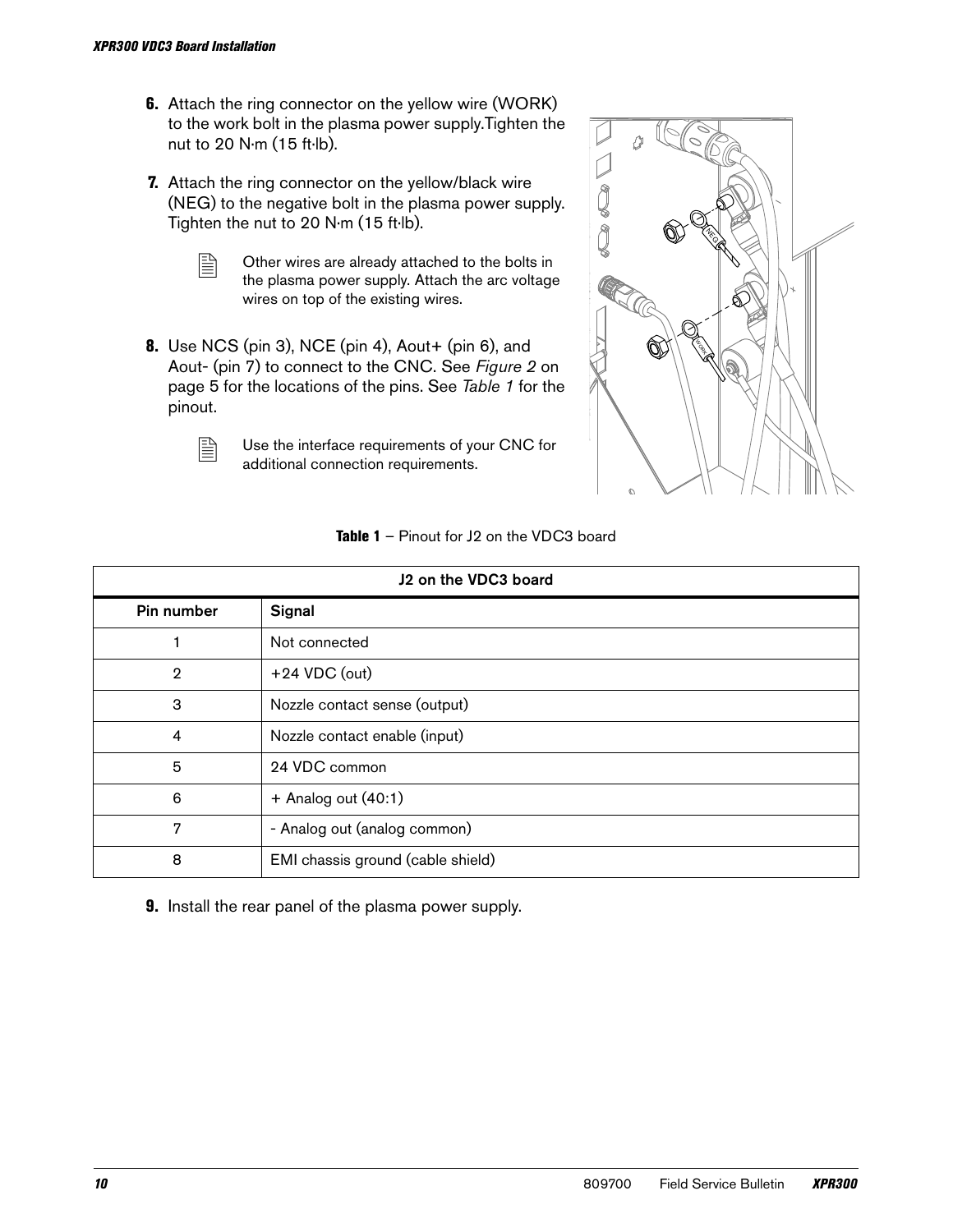6. Attach the ring connector on the yellow wire (WORK) to the work bolt in the plasma power supply.Tighten the nut to 20 N∙m (15 ft∙lb).

7. Attach the ring connector on the yellow/black wire (NEG) to the negative bolt in the plasma power supply. Tighten the nut to 20 N∙m (15 ft∙lb).

   Other wires are already attached to the bolts in the plasma power supply. Attach the arc voltage wires on top of the existing wires.

8. Use NCS (pin 3), NCE (pin 4), Aout+ (pin 6), and Aout- (pin 7) to connect to the CNC. See *Figure 2* on page 5 for the locations of the pins. See *Table 1* for the pinout.

   Use the interface requirements of your CNC for additional connection requirements.

**Table 1** – Pinout for J2 on the VDC3 board

| J2 on the VDC3 board | |
|---|---|
| **Pin number** | **Signal** |
| 1 | Not connected |
| 2 | +24 VDC (out) |
| 3 | Nozzle contact sense (output) |
| 4 | Nozzle contact enable (input) |
| 5 | 24 VDC common |
| 6 | + Analog out (40:1) |
| 7 | - Analog out (analog common) |
| 8 | EMI chassis ground (cable shield) |

9. Install the rear panel of the plasma power supply.